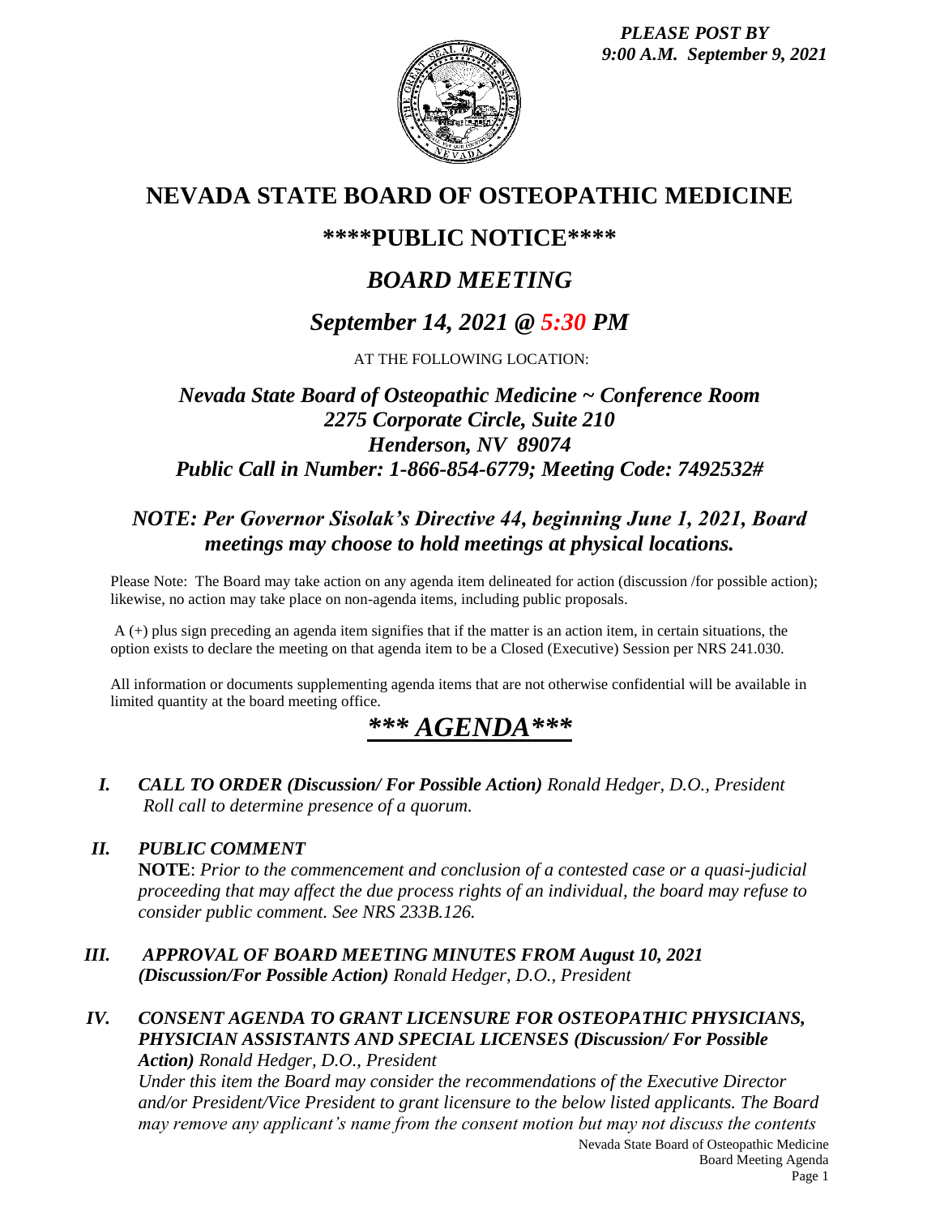*PLEASE POST BY 9:00 A.M. September 9, 2021*

# NEVADA STATE BOARD OF OSTEOPATHIC MEDICINE

## \*\*\*\*PUBLIC NOTICE\*\*\*\*

## *BOARD MEETING*

## *September 14, 2021 @ 5:30 PM*

AT THE FOLLOWING LOCATION:

### *Nevada State Board of Osteopathic Medicine ~ Conference Room*
### *2275 Corporate Circle, Suite 210*
### *Henderson, NV 89074*
### *Public Call in Number: 1-866-854-6779; Meeting Code: 7492532#*

### *NOTE: Per Governor Sisolak's Directive 44, beginning June 1, 2021, Board meetings may choose to hold meetings at physical locations.*

Please Note: The Board may take action on any agenda item delineated for action (discussion /for possible action); likewise, no action may take place on non-agenda items, including public proposals.

A (+) plus sign preceding an agenda item signifies that if the matter is an action item, in certain situations, the option exists to declare the meeting on that agenda item to be a Closed (Executive) Session per NRS 241.030.

All information or documents supplementing agenda items that are not otherwise confidential will be available in limited quantity at the board meeting office.

## *\*\*\* AGENDA\*\*\**

**I.** ***CALL TO ORDER (Discussion/ For Possible Action)*** *Ronald Hedger, D.O., President*
*Roll call to determine presence of a quorum.*

**II.** ***PUBLIC COMMENT***
**NOTE**: *Prior to the commencement and conclusion of a contested case or a quasi-judicial proceeding that may affect the due process rights of an individual, the board may refuse to consider public comment. See NRS 233B.126.*

**III.** ***APPROVAL OF BOARD MEETING MINUTES FROM August 10, 2021 (Discussion/For Possible Action)*** *Ronald Hedger, D.O., President*

**IV.** ***CONSENT AGENDA TO GRANT LICENSURE FOR OSTEOPATHIC PHYSICIANS, PHYSICIAN ASSISTANTS AND SPECIAL LICENSES (Discussion/ For Possible Action)*** *Ronald Hedger, D.O., President*
*Under this item the Board may consider the recommendations of the Executive Director and/or President/Vice President to grant licensure to the below listed applicants. The Board may remove any applicant's name from the consent motion but may not discuss the contents*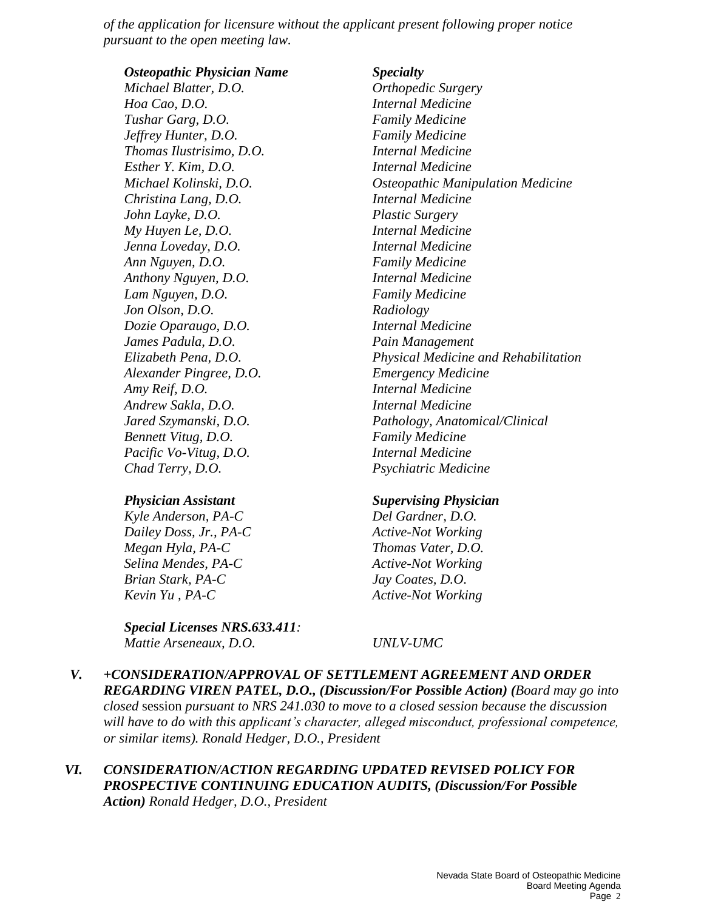*of the application for licensure without the applicant present following proper notice pursuant to the open meeting law.*

| ***Osteopathic Physician Name*** | ***Specialty*** |
|---|---|
| *Michael Blatter, D.O.* | *Orthopedic Surgery* |
| *Hoa Cao, D.O.* | *Internal Medicine* |
| *Tushar Garg, D.O.* | *Family Medicine* |
| *Jeffrey Hunter, D.O.* | *Family Medicine* |
| *Thomas Ilustrisimo, D.O.* | *Internal Medicine* |
| *Esther Y. Kim, D.O.* | *Internal Medicine* |
| *Michael Kolinski, D.O.* | *Osteopathic Manipulation Medicine* |
| *Christina Lang, D.O.* | *Internal Medicine* |
| *John Layke, D.O.* | *Plastic Surgery* |
| *My Huyen Le, D.O.* | *Internal Medicine* |
| *Jenna Loveday, D.O.* | *Internal Medicine* |
| *Ann Nguyen, D.O.* | *Family Medicine* |
| *Anthony Nguyen, D.O.* | *Internal Medicine* |
| *Lam Nguyen, D.O.* | *Family Medicine* |
| *Jon Olson, D.O.* | *Radiology* |
| *Dozie Oparaugo, D.O.* | *Internal Medicine* |
| *James Padula, D.O.* | *Pain Management* |
| *Elizabeth Pena, D.O.* | *Physical Medicine and Rehabilitation* |
| *Alexander Pingree, D.O.* | *Emergency Medicine* |
| *Amy Reif, D.O.* | *Internal Medicine* |
| *Andrew Sakla, D.O.* | *Internal Medicine* |
| *Jared Szymanski, D.O.* | *Pathology, Anatomical/Clinical* |
| *Bennett Vitug, D.O.* | *Family Medicine* |
| *Pacific Vo-Vitug, D.O.* | *Internal Medicine* |
| *Chad Terry, D.O.* | *Psychiatric Medicine* |

| ***Physician Assistant*** | ***Supervising Physician*** |
|---|---|
| *Kyle Anderson, PA-C* | *Del Gardner, D.O.* |
| *Dailey Doss, Jr., PA-C* | *Active-Not Working* |
| *Megan Hyla, PA-C* | *Thomas Vater, D.O.* |
| *Selina Mendes, PA-C* | *Active-Not Working* |
| *Brian Stark, PA-C* | *Jay Coates, D.O.* |
| *Kevin Yu , PA-C* | *Active-Not Working* |

| ***Special Licenses NRS.633.411:*** | |
|---|---|
| *Mattie Arseneaux, D.O.* | *UNLV-UMC* |

***V. +CONSIDERATION/APPROVAL OF SETTLEMENT AGREEMENT AND ORDER REGARDING VIREN PATEL, D.O., (Discussion/For Possible Action)*** *(Board may go into closed* session *pursuant to NRS 241.030 to move to a closed session because the discussion will have to do with this applicant's character, alleged misconduct, professional competence, or similar items). Ronald Hedger, D.O., President*

***VI. CONSIDERATION/ACTION REGARDING UPDATED REVISED POLICY FOR PROSPECTIVE CONTINUING EDUCATION AUDITS, (Discussion/For Possible Action)*** *Ronald Hedger, D.O., President*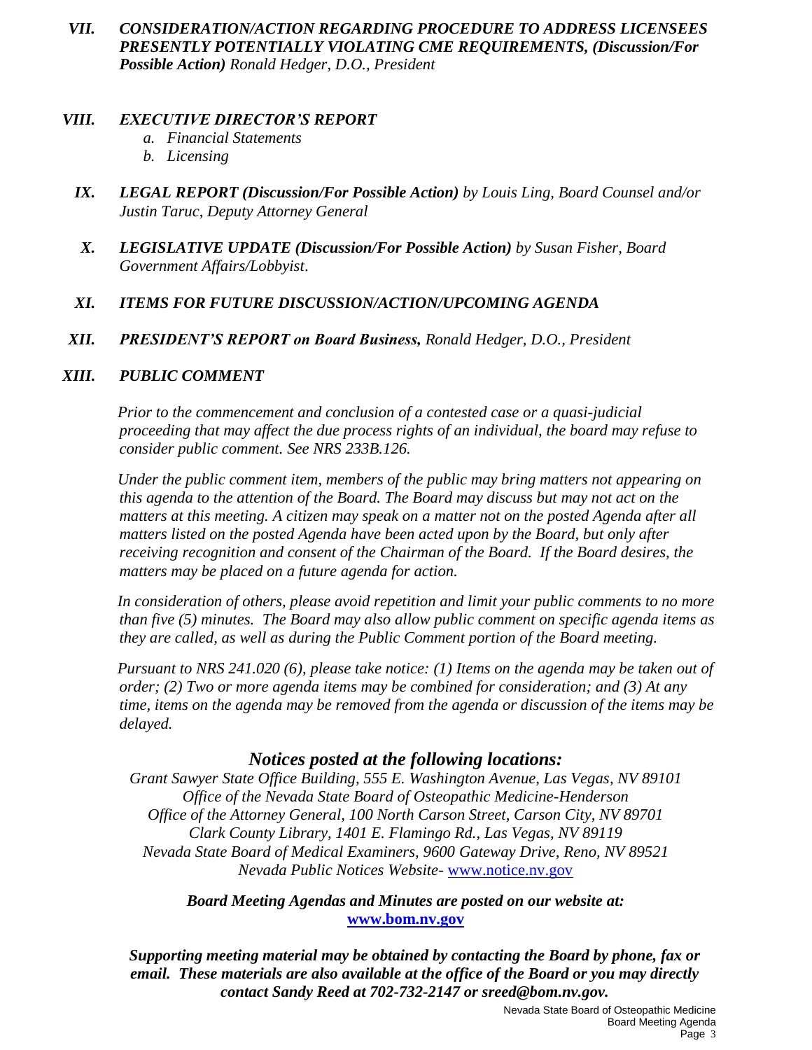***VII. CONSIDERATION/ACTION REGARDING PROCEDURE TO ADDRESS LICENSEES PRESENTLY POTENTIALLY VIOLATING CME REQUIREMENTS, (Discussion/For Possible Action)*** *Ronald Hedger, D.O., President*

***VIII. EXECUTIVE DIRECTOR'S REPORT***

*a. Financial Statements*
*b. Licensing*

***IX. LEGAL REPORT (Discussion/For Possible Action)*** *by Louis Ling, Board Counsel and/or Justin Taruc, Deputy Attorney General*

***X. LEGISLATIVE UPDATE (Discussion/For Possible Action)*** *by Susan Fisher, Board Government Affairs/Lobbyist*.

***XI. ITEMS FOR FUTURE DISCUSSION/ACTION/UPCOMING AGENDA***

***XII. PRESIDENT'S REPORT on Board Business,*** *Ronald Hedger, D.O., President*

***XIII. PUBLIC COMMENT***

*Prior to the commencement and conclusion of a contested case or a quasi-judicial proceeding that may affect the due process rights of an individual, the board may refuse to consider public comment. See NRS 233B.126.*

*Under the public comment item, members of the public may bring matters not appearing on this agenda to the attention of the Board. The Board may discuss but may not act on the matters at this meeting. A citizen may speak on a matter not on the posted Agenda after all matters listed on the posted Agenda have been acted upon by the Board, but only after receiving recognition and consent of the Chairman of the Board. If the Board desires, the matters may be placed on a future agenda for action.*

*In consideration of others, please avoid repetition and limit your public comments to no more than five (5) minutes. The Board may also allow public comment on specific agenda items as they are called, as well as during the Public Comment portion of the Board meeting.*

*Pursuant to NRS 241.020 (6), please take notice: (1) Items on the agenda may be taken out of order; (2) Two or more agenda items may be combined for consideration; and (3) At any time, items on the agenda may be removed from the agenda or discussion of the items may be delayed.*

## *Notices posted at the following locations:*

*Grant Sawyer State Office Building, 555 E. Washington Avenue, Las Vegas, NV 89101*
*Office of the Nevada State Board of Osteopathic Medicine-Henderson*
*Office of the Attorney General, 100 North Carson Street, Carson City, NV 89701*
*Clark County Library, 1401 E. Flamingo Rd., Las Vegas, NV 89119*
*Nevada State Board of Medical Examiners, 9600 Gateway Drive, Reno, NV 89521*
*Nevada Public Notices Website-* www.notice.nv.gov

***Board Meeting Agendas and Minutes are posted on our website at:***
**www.bom.nv.gov**

***Supporting meeting material may be obtained by contacting the Board by phone, fax or email. These materials are also available at the office of the Board or you may directly contact Sandy Reed at 702-732-2147 or sreed@bom.nv.gov.***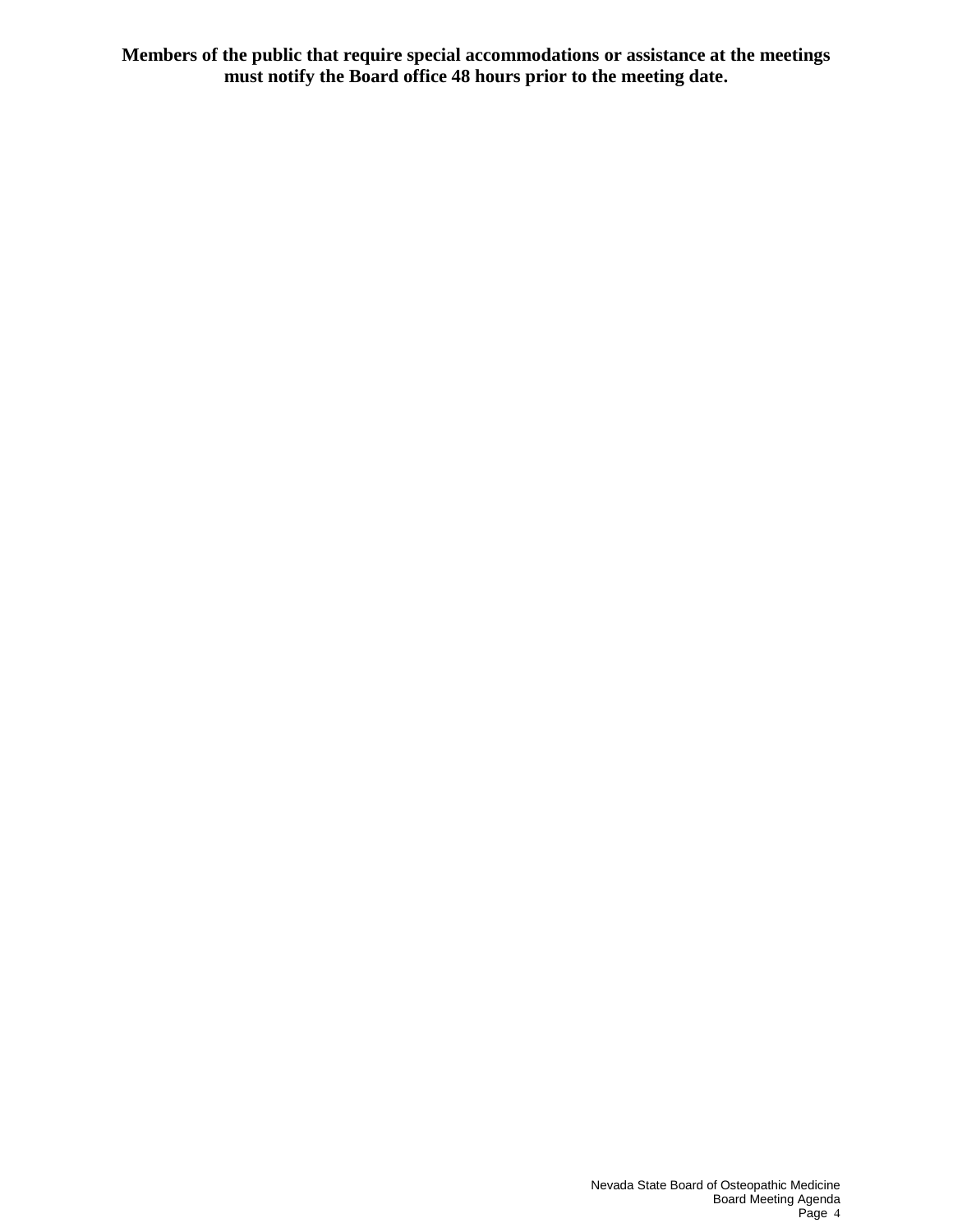**Members of the public that require special accommodations or assistance at the meetings must notify the Board office 48 hours prior to the meeting date.**